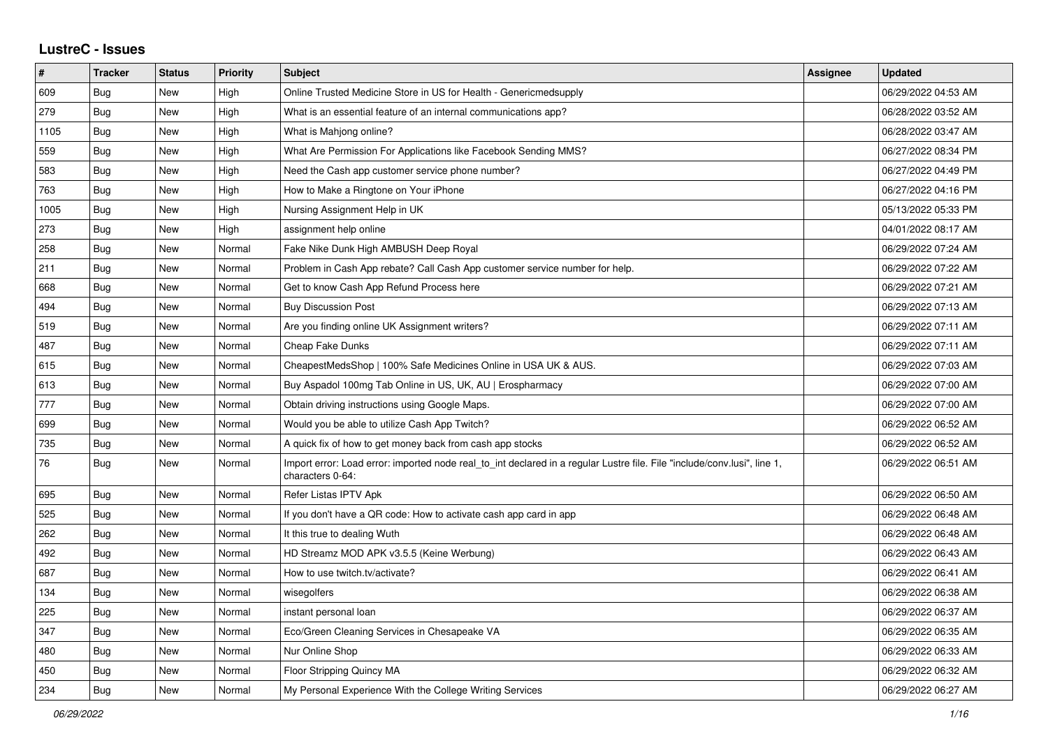## LustreC - Issues

| # | Tracker | Status | Priority | Subject | Assignee | Updated |
|---|---|---|---|---|---|---|
| 609 | Bug | New | High | Online Trusted Medicine Store in US for Health - Genericmedsupply | | 06/29/2022 04:53 AM |
| 279 | Bug | New | High | What is an essential feature of an internal communications app? | | 06/28/2022 03:52 AM |
| 1105 | Bug | New | High | What is Mahjong online? | | 06/28/2022 03:47 AM |
| 559 | Bug | New | High | What Are Permission For Applications like Facebook Sending MMS? | | 06/27/2022 08:34 PM |
| 583 | Bug | New | High | Need the Cash app customer service phone number? | | 06/27/2022 04:49 PM |
| 763 | Bug | New | High | How to Make a Ringtone on Your iPhone | | 06/27/2022 04:16 PM |
| 1005 | Bug | New | High | Nursing Assignment Help in UK | | 05/13/2022 05:33 PM |
| 273 | Bug | New | High | assignment help online | | 04/01/2022 08:17 AM |
| 258 | Bug | New | Normal | Fake Nike Dunk High AMBUSH Deep Royal | | 06/29/2022 07:24 AM |
| 211 | Bug | New | Normal | Problem in Cash App rebate? Call Cash App customer service number for help. | | 06/29/2022 07:22 AM |
| 668 | Bug | New | Normal | Get to know Cash App Refund Process here | | 06/29/2022 07:21 AM |
| 494 | Bug | New | Normal | Buy Discussion Post | | 06/29/2022 07:13 AM |
| 519 | Bug | New | Normal | Are you finding online UK Assignment writers? | | 06/29/2022 07:11 AM |
| 487 | Bug | New | Normal | Cheap Fake Dunks | | 06/29/2022 07:11 AM |
| 615 | Bug | New | Normal | CheapestMedsShop \| 100% Safe Medicines Online in USA UK & AUS. | | 06/29/2022 07:03 AM |
| 613 | Bug | New | Normal | Buy Aspadol 100mg Tab Online in US, UK, AU \| Erospharmacy | | 06/29/2022 07:00 AM |
| 777 | Bug | New | Normal | Obtain driving instructions using Google Maps. | | 06/29/2022 07:00 AM |
| 699 | Bug | New | Normal | Would you be able to utilize Cash App Twitch? | | 06/29/2022 06:52 AM |
| 735 | Bug | New | Normal | A quick fix of how to get money back from cash app stocks | | 06/29/2022 06:52 AM |
| 76 | Bug | New | Normal | Import error: Load error: imported node real_to_int declared in a regular Lustre file. File "include/conv.lusi", line 1, characters 0-64: | | 06/29/2022 06:51 AM |
| 695 | Bug | New | Normal | Refer Listas IPTV Apk | | 06/29/2022 06:50 AM |
| 525 | Bug | New | Normal | If you don't have a QR code: How to activate cash app card in app | | 06/29/2022 06:48 AM |
| 262 | Bug | New | Normal | It this true to dealing Wuth | | 06/29/2022 06:48 AM |
| 492 | Bug | New | Normal | HD Streamz MOD APK v3.5.5 (Keine Werbung) | | 06/29/2022 06:43 AM |
| 687 | Bug | New | Normal | How to use twitch.tv/activate? | | 06/29/2022 06:41 AM |
| 134 | Bug | New | Normal | wisegolfers | | 06/29/2022 06:38 AM |
| 225 | Bug | New | Normal | instant personal loan | | 06/29/2022 06:37 AM |
| 347 | Bug | New | Normal | Eco/Green Cleaning Services in Chesapeake VA | | 06/29/2022 06:35 AM |
| 480 | Bug | New | Normal | Nur Online Shop | | 06/29/2022 06:33 AM |
| 450 | Bug | New | Normal | Floor Stripping Quincy MA | | 06/29/2022 06:32 AM |
| 234 | Bug | New | Normal | My Personal Experience With the College Writing Services | | 06/29/2022 06:27 AM |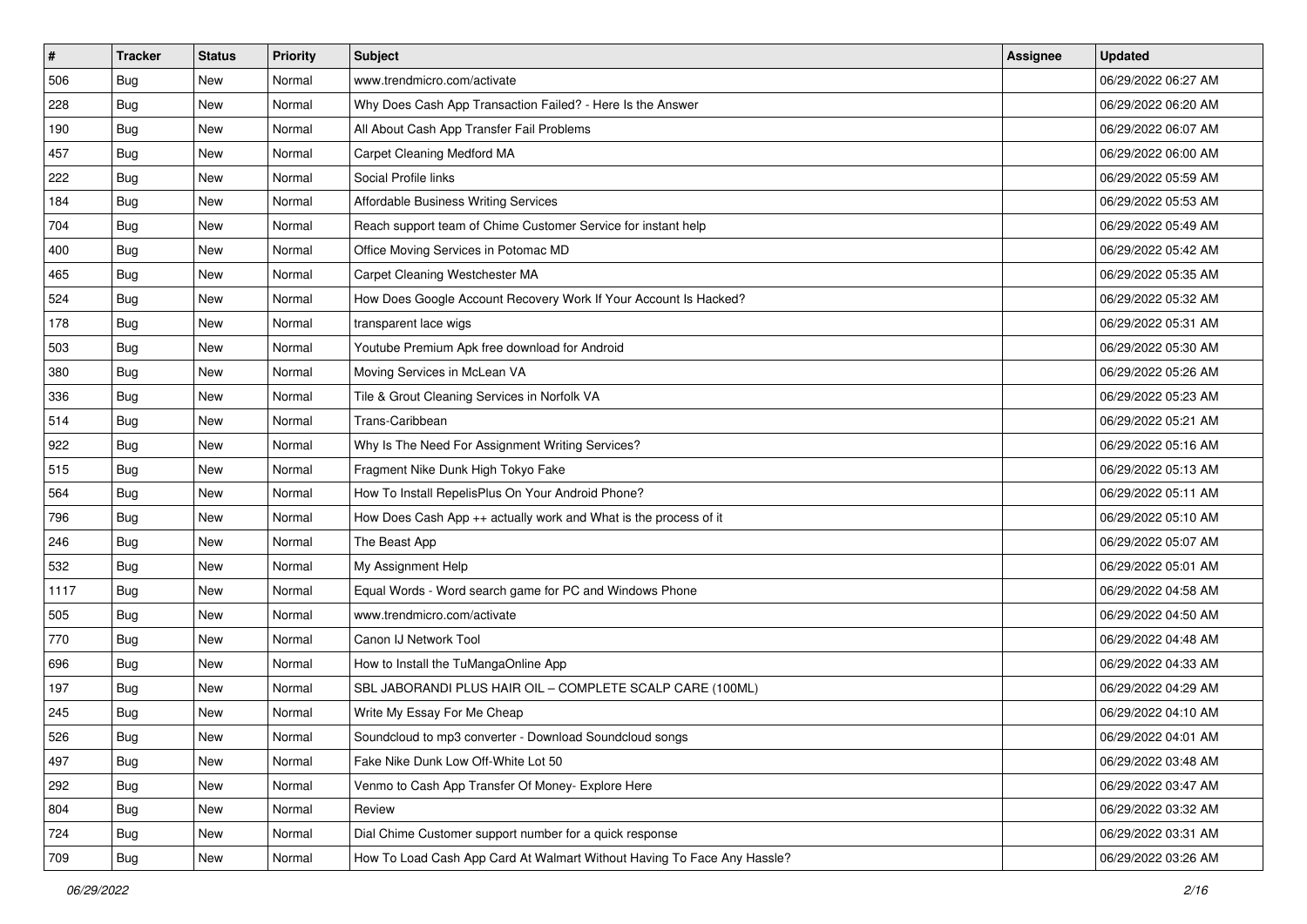| # | Tracker | Status | Priority | Subject | Assignee | Updated |
| --- | --- | --- | --- | --- | --- | --- |
| 506 | Bug | New | Normal | www.trendmicro.com/activate | | 06/29/2022 06:27 AM |
| 228 | Bug | New | Normal | Why Does Cash App Transaction Failed? - Here Is the Answer | | 06/29/2022 06:20 AM |
| 190 | Bug | New | Normal | All About Cash App Transfer Fail Problems | | 06/29/2022 06:07 AM |
| 457 | Bug | New | Normal | Carpet Cleaning Medford MA | | 06/29/2022 06:00 AM |
| 222 | Bug | New | Normal | Social Profile links | | 06/29/2022 05:59 AM |
| 184 | Bug | New | Normal | Affordable Business Writing Services | | 06/29/2022 05:53 AM |
| 704 | Bug | New | Normal | Reach support team of Chime Customer Service for instant help | | 06/29/2022 05:49 AM |
| 400 | Bug | New | Normal | Office Moving Services in Potomac MD | | 06/29/2022 05:42 AM |
| 465 | Bug | New | Normal | Carpet Cleaning Westchester MA | | 06/29/2022 05:35 AM |
| 524 | Bug | New | Normal | How Does Google Account Recovery Work If Your Account Is Hacked? | | 06/29/2022 05:32 AM |
| 178 | Bug | New | Normal | transparent lace wigs | | 06/29/2022 05:31 AM |
| 503 | Bug | New | Normal | Youtube Premium Apk free download for Android | | 06/29/2022 05:30 AM |
| 380 | Bug | New | Normal | Moving Services in McLean VA | | 06/29/2022 05:26 AM |
| 336 | Bug | New | Normal | Tile & Grout Cleaning Services in Norfolk VA | | 06/29/2022 05:23 AM |
| 514 | Bug | New | Normal | Trans-Caribbean | | 06/29/2022 05:21 AM |
| 922 | Bug | New | Normal | Why Is The Need For Assignment Writing Services? | | 06/29/2022 05:16 AM |
| 515 | Bug | New | Normal | Fragment Nike Dunk High Tokyo Fake | | 06/29/2022 05:13 AM |
| 564 | Bug | New | Normal | How To Install RepelisPlus On Your Android Phone? | | 06/29/2022 05:11 AM |
| 796 | Bug | New | Normal | How Does Cash App ++ actually work and What is the process of it | | 06/29/2022 05:10 AM |
| 246 | Bug | New | Normal | The Beast App | | 06/29/2022 05:07 AM |
| 532 | Bug | New | Normal | My Assignment Help | | 06/29/2022 05:01 AM |
| 1117 | Bug | New | Normal | Equal Words - Word search game for PC and Windows Phone | | 06/29/2022 04:58 AM |
| 505 | Bug | New | Normal | www.trendmicro.com/activate | | 06/29/2022 04:50 AM |
| 770 | Bug | New | Normal | Canon IJ Network Tool | | 06/29/2022 04:48 AM |
| 696 | Bug | New | Normal | How to Install the TuMangaOnline App | | 06/29/2022 04:33 AM |
| 197 | Bug | New | Normal | SBL JABORANDI PLUS HAIR OIL – COMPLETE SCALP CARE (100ML) | | 06/29/2022 04:29 AM |
| 245 | Bug | New | Normal | Write My Essay For Me Cheap | | 06/29/2022 04:10 AM |
| 526 | Bug | New | Normal | Soundcloud to mp3 converter - Download Soundcloud songs | | 06/29/2022 04:01 AM |
| 497 | Bug | New | Normal | Fake Nike Dunk Low Off-White Lot 50 | | 06/29/2022 03:48 AM |
| 292 | Bug | New | Normal | Venmo to Cash App Transfer Of Money- Explore Here | | 06/29/2022 03:47 AM |
| 804 | Bug | New | Normal | Review | | 06/29/2022 03:32 AM |
| 724 | Bug | New | Normal | Dial Chime Customer support number for a quick response | | 06/29/2022 03:31 AM |
| 709 | Bug | New | Normal | How To Load Cash App Card At Walmart Without Having To Face Any Hassle? | | 06/29/2022 03:26 AM |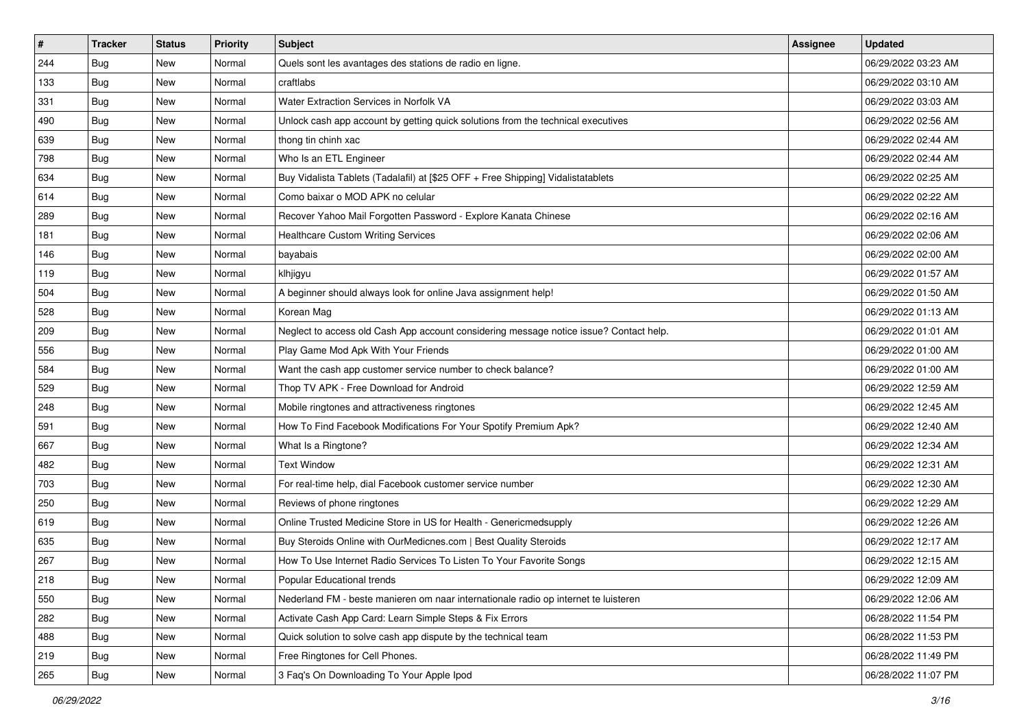| # | Tracker | Status | Priority | Subject | Assignee | Updated |
|---|---|---|---|---|---|---|
| 244 | Bug | New | Normal | Quels sont les avantages des stations de radio en ligne. | | 06/29/2022 03:23 AM |
| 133 | Bug | New | Normal | craftlabs | | 06/29/2022 03:10 AM |
| 331 | Bug | New | Normal | Water Extraction Services in Norfolk VA | | 06/29/2022 03:03 AM |
| 490 | Bug | New | Normal | Unlock cash app account by getting quick solutions from the technical executives | | 06/29/2022 02:56 AM |
| 639 | Bug | New | Normal | thong tin chinh xac | | 06/29/2022 02:44 AM |
| 798 | Bug | New | Normal | Who Is an ETL Engineer | | 06/29/2022 02:44 AM |
| 634 | Bug | New | Normal | Buy Vidalista Tablets (Tadalafil) at [$25 OFF + Free Shipping] Vidalistatablets | | 06/29/2022 02:25 AM |
| 614 | Bug | New | Normal | Como baixar o MOD APK no celular | | 06/29/2022 02:22 AM |
| 289 | Bug | New | Normal | Recover Yahoo Mail Forgotten Password - Explore Kanata Chinese | | 06/29/2022 02:16 AM |
| 181 | Bug | New | Normal | Healthcare Custom Writing Services | | 06/29/2022 02:06 AM |
| 146 | Bug | New | Normal | bayabais | | 06/29/2022 02:00 AM |
| 119 | Bug | New | Normal | klhjigyu | | 06/29/2022 01:57 AM |
| 504 | Bug | New | Normal | A beginner should always look for online Java assignment help! | | 06/29/2022 01:50 AM |
| 528 | Bug | New | Normal | Korean Mag | | 06/29/2022 01:13 AM |
| 209 | Bug | New | Normal | Neglect to access old Cash App account considering message notice issue? Contact help. | | 06/29/2022 01:01 AM |
| 556 | Bug | New | Normal | Play Game Mod Apk With Your Friends | | 06/29/2022 01:00 AM |
| 584 | Bug | New | Normal | Want the cash app customer service number to check balance? | | 06/29/2022 01:00 AM |
| 529 | Bug | New | Normal | Thop TV APK - Free Download for Android | | 06/29/2022 12:59 AM |
| 248 | Bug | New | Normal | Mobile ringtones and attractiveness ringtones | | 06/29/2022 12:45 AM |
| 591 | Bug | New | Normal | How To Find Facebook Modifications For Your Spotify Premium Apk? | | 06/29/2022 12:40 AM |
| 667 | Bug | New | Normal | What Is a Ringtone? | | 06/29/2022 12:34 AM |
| 482 | Bug | New | Normal | Text Window | | 06/29/2022 12:31 AM |
| 703 | Bug | New | Normal | For real-time help, dial Facebook customer service number | | 06/29/2022 12:30 AM |
| 250 | Bug | New | Normal | Reviews of phone ringtones | | 06/29/2022 12:29 AM |
| 619 | Bug | New | Normal | Online Trusted Medicine Store in US for Health - Genericmedsupply | | 06/29/2022 12:26 AM |
| 635 | Bug | New | Normal | Buy Steroids Online with OurMedicnes.com \| Best Quality Steroids | | 06/29/2022 12:17 AM |
| 267 | Bug | New | Normal | How To Use Internet Radio Services To Listen To Your Favorite Songs | | 06/29/2022 12:15 AM |
| 218 | Bug | New | Normal | Popular Educational trends | | 06/29/2022 12:09 AM |
| 550 | Bug | New | Normal | Nederland FM - beste manieren om naar internationale radio op internet te luisteren | | 06/29/2022 12:06 AM |
| 282 | Bug | New | Normal | Activate Cash App Card: Learn Simple Steps & Fix Errors | | 06/28/2022 11:54 PM |
| 488 | Bug | New | Normal | Quick solution to solve cash app dispute by the technical team | | 06/28/2022 11:53 PM |
| 219 | Bug | New | Normal | Free Ringtones for Cell Phones. | | 06/28/2022 11:49 PM |
| 265 | Bug | New | Normal | 3 Faq's On Downloading To Your Apple Ipod | | 06/28/2022 11:07 PM |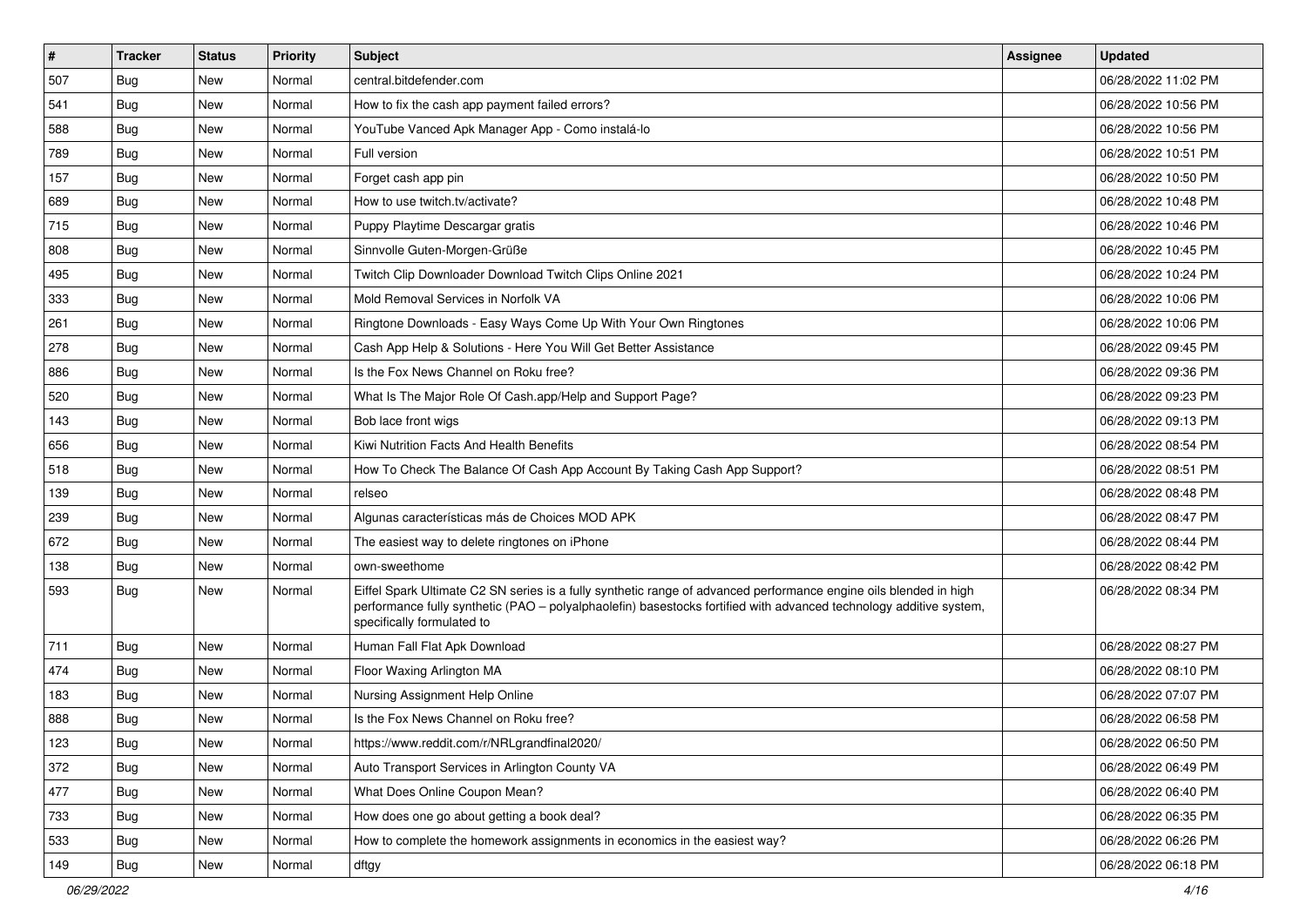| # | Tracker | Status | Priority | Subject | Assignee | Updated |
|---|---|---|---|---|---|---|
| 507 | Bug | New | Normal | central.bitdefender.com | | 06/28/2022 11:02 PM |
| 541 | Bug | New | Normal | How to fix the cash app payment failed errors? | | 06/28/2022 10:56 PM |
| 588 | Bug | New | Normal | YouTube Vanced Apk Manager App - Como instalá-lo | | 06/28/2022 10:56 PM |
| 789 | Bug | New | Normal | Full version | | 06/28/2022 10:51 PM |
| 157 | Bug | New | Normal | Forget cash app pin | | 06/28/2022 10:50 PM |
| 689 | Bug | New | Normal | How to use twitch.tv/activate? | | 06/28/2022 10:48 PM |
| 715 | Bug | New | Normal | Puppy Playtime Descargar gratis | | 06/28/2022 10:46 PM |
| 808 | Bug | New | Normal | Sinnvolle Guten-Morgen-Grüße | | 06/28/2022 10:45 PM |
| 495 | Bug | New | Normal | Twitch Clip Downloader Download Twitch Clips Online 2021 | | 06/28/2022 10:24 PM |
| 333 | Bug | New | Normal | Mold Removal Services in Norfolk VA | | 06/28/2022 10:06 PM |
| 261 | Bug | New | Normal | Ringtone Downloads - Easy Ways Come Up With Your Own Ringtones | | 06/28/2022 10:06 PM |
| 278 | Bug | New | Normal | Cash App Help & Solutions - Here You Will Get Better Assistance | | 06/28/2022 09:45 PM |
| 886 | Bug | New | Normal | Is the Fox News Channel on Roku free? | | 06/28/2022 09:36 PM |
| 520 | Bug | New | Normal | What Is The Major Role Of Cash.app/Help and Support Page? | | 06/28/2022 09:23 PM |
| 143 | Bug | New | Normal | Bob lace front wigs | | 06/28/2022 09:13 PM |
| 656 | Bug | New | Normal | Kiwi Nutrition Facts And Health Benefits | | 06/28/2022 08:54 PM |
| 518 | Bug | New | Normal | How To Check The Balance Of Cash App Account By Taking Cash App Support? | | 06/28/2022 08:51 PM |
| 139 | Bug | New | Normal | relseo | | 06/28/2022 08:48 PM |
| 239 | Bug | New | Normal | Algunas características más de Choices MOD APK | | 06/28/2022 08:47 PM |
| 672 | Bug | New | Normal | The easiest way to delete ringtones on iPhone | | 06/28/2022 08:44 PM |
| 138 | Bug | New | Normal | own-sweethome | | 06/28/2022 08:42 PM |
| 593 | Bug | New | Normal | Eiffel Spark Ultimate C2 SN series is a fully synthetic range of advanced performance engine oils blended in high performance fully synthetic (PAO – polyalphaolefin) basestocks fortified with advanced technology additive system, specifically formulated to | | 06/28/2022 08:34 PM |
| 711 | Bug | New | Normal | Human Fall Flat Apk Download | | 06/28/2022 08:27 PM |
| 474 | Bug | New | Normal | Floor Waxing Arlington MA | | 06/28/2022 08:10 PM |
| 183 | Bug | New | Normal | Nursing Assignment Help Online | | 06/28/2022 07:07 PM |
| 888 | Bug | New | Normal | Is the Fox News Channel on Roku free? | | 06/28/2022 06:58 PM |
| 123 | Bug | New | Normal | https://www.reddit.com/r/NRLgrandfinal2020/ | | 06/28/2022 06:50 PM |
| 372 | Bug | New | Normal | Auto Transport Services in Arlington County VA | | 06/28/2022 06:49 PM |
| 477 | Bug | New | Normal | What Does Online Coupon Mean? | | 06/28/2022 06:40 PM |
| 733 | Bug | New | Normal | How does one go about getting a book deal? | | 06/28/2022 06:35 PM |
| 533 | Bug | New | Normal | How to complete the homework assignments in economics in the easiest way? | | 06/28/2022 06:26 PM |
| 149 | Bug | New | Normal | dftgy | | 06/28/2022 06:18 PM |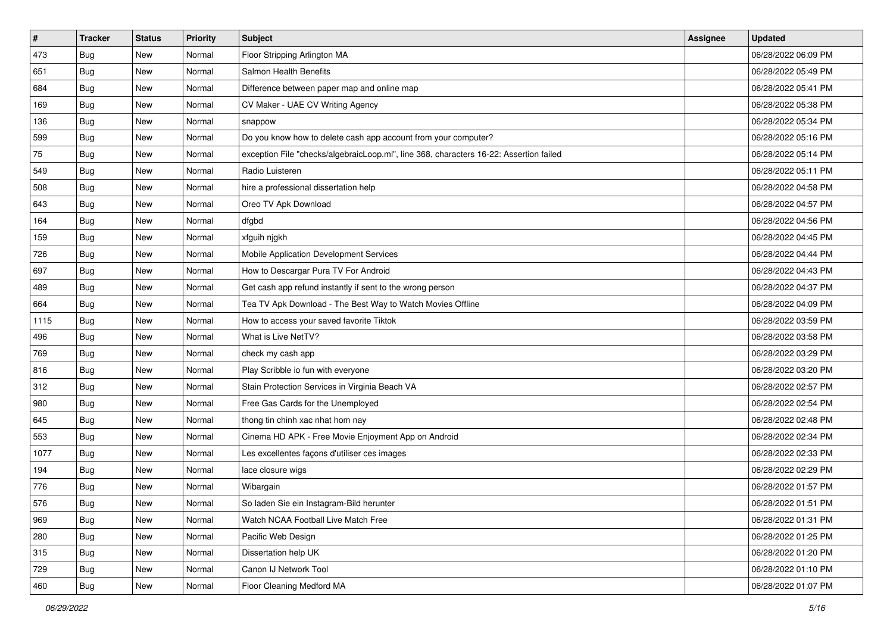| # | Tracker | Status | Priority | Subject | Assignee | Updated |
|---|---|---|---|---|---|---|
| 473 | Bug | New | Normal | Floor Stripping Arlington MA | | 06/28/2022 06:09 PM |
| 651 | Bug | New | Normal | Salmon Health Benefits | | 06/28/2022 05:49 PM |
| 684 | Bug | New | Normal | Difference between paper map and online map | | 06/28/2022 05:41 PM |
| 169 | Bug | New | Normal | CV Maker - UAE CV Writing Agency | | 06/28/2022 05:38 PM |
| 136 | Bug | New | Normal | snappow | | 06/28/2022 05:34 PM |
| 599 | Bug | New | Normal | Do you know how to delete cash app account from your computer? | | 06/28/2022 05:16 PM |
| 75 | Bug | New | Normal | exception File "checks/algebraicLoop.ml", line 368, characters 16-22: Assertion failed | | 06/28/2022 05:14 PM |
| 549 | Bug | New | Normal | Radio Luisteren | | 06/28/2022 05:11 PM |
| 508 | Bug | New | Normal | hire a professional dissertation help | | 06/28/2022 04:58 PM |
| 643 | Bug | New | Normal | Oreo TV Apk Download | | 06/28/2022 04:57 PM |
| 164 | Bug | New | Normal | dfgbd | | 06/28/2022 04:56 PM |
| 159 | Bug | New | Normal | xfguih njgkh | | 06/28/2022 04:45 PM |
| 726 | Bug | New | Normal | Mobile Application Development Services | | 06/28/2022 04:44 PM |
| 697 | Bug | New | Normal | How to Descargar Pura TV For Android | | 06/28/2022 04:43 PM |
| 489 | Bug | New | Normal | Get cash app refund instantly if sent to the wrong person | | 06/28/2022 04:37 PM |
| 664 | Bug | New | Normal | Tea TV Apk Download - The Best Way to Watch Movies Offline | | 06/28/2022 04:09 PM |
| 1115 | Bug | New | Normal | How to access your saved favorite Tiktok | | 06/28/2022 03:59 PM |
| 496 | Bug | New | Normal | What is Live NetTV? | | 06/28/2022 03:58 PM |
| 769 | Bug | New | Normal | check my cash app | | 06/28/2022 03:29 PM |
| 816 | Bug | New | Normal | Play Scribble io fun with everyone | | 06/28/2022 03:20 PM |
| 312 | Bug | New | Normal | Stain Protection Services in Virginia Beach VA | | 06/28/2022 02:57 PM |
| 980 | Bug | New | Normal | Free Gas Cards for the Unemployed | | 06/28/2022 02:54 PM |
| 645 | Bug | New | Normal | thong tin chinh xac nhat hom nay | | 06/28/2022 02:48 PM |
| 553 | Bug | New | Normal | Cinema HD APK - Free Movie Enjoyment App on Android | | 06/28/2022 02:34 PM |
| 1077 | Bug | New | Normal | Les excellentes façons d'utiliser ces images | | 06/28/2022 02:33 PM |
| 194 | Bug | New | Normal | lace closure wigs | | 06/28/2022 02:29 PM |
| 776 | Bug | New | Normal | Wibargain | | 06/28/2022 01:57 PM |
| 576 | Bug | New | Normal | So laden Sie ein Instagram-Bild herunter | | 06/28/2022 01:51 PM |
| 969 | Bug | New | Normal | Watch NCAA Football Live Match Free | | 06/28/2022 01:31 PM |
| 280 | Bug | New | Normal | Pacific Web Design | | 06/28/2022 01:25 PM |
| 315 | Bug | New | Normal | Dissertation help UK | | 06/28/2022 01:20 PM |
| 729 | Bug | New | Normal | Canon IJ Network Tool | | 06/28/2022 01:10 PM |
| 460 | Bug | New | Normal | Floor Cleaning Medford MA | | 06/28/2022 01:07 PM |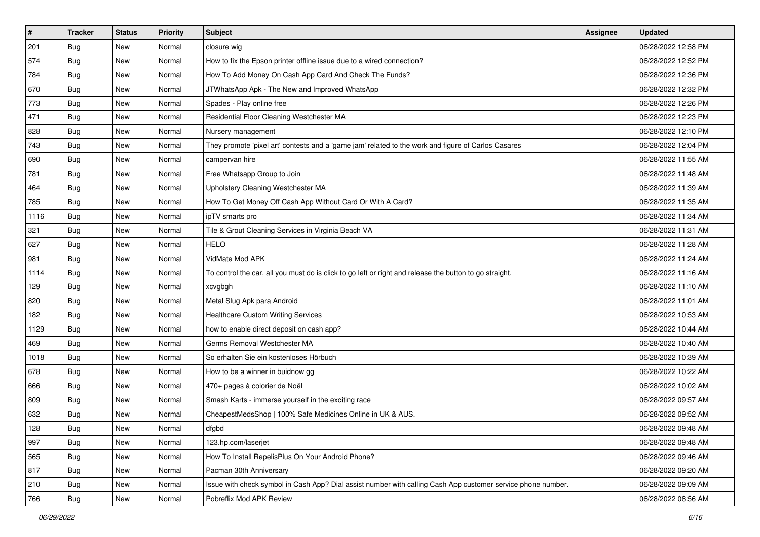| # | Tracker | Status | Priority | Subject | Assignee | Updated |
|---|---|---|---|---|---|---|
| 201 | Bug | New | Normal | closure wig | | 06/28/2022 12:58 PM |
| 574 | Bug | New | Normal | How to fix the Epson printer offline issue due to a wired connection? | | 06/28/2022 12:52 PM |
| 784 | Bug | New | Normal | How To Add Money On Cash App Card And Check The Funds? | | 06/28/2022 12:36 PM |
| 670 | Bug | New | Normal | JTWhatsApp Apk - The New and Improved WhatsApp | | 06/28/2022 12:32 PM |
| 773 | Bug | New | Normal | Spades - Play online free | | 06/28/2022 12:26 PM |
| 471 | Bug | New | Normal | Residential Floor Cleaning Westchester MA | | 06/28/2022 12:23 PM |
| 828 | Bug | New | Normal | Nursery management | | 06/28/2022 12:10 PM |
| 743 | Bug | New | Normal | They promote 'pixel art' contests and a 'game jam' related to the work and figure of Carlos Casares | | 06/28/2022 12:04 PM |
| 690 | Bug | New | Normal | campervan hire | | 06/28/2022 11:55 AM |
| 781 | Bug | New | Normal | Free Whatsapp Group to Join | | 06/28/2022 11:48 AM |
| 464 | Bug | New | Normal | Upholstery Cleaning Westchester MA | | 06/28/2022 11:39 AM |
| 785 | Bug | New | Normal | How To Get Money Off Cash App Without Card Or With A Card? | | 06/28/2022 11:35 AM |
| 1116 | Bug | New | Normal | ipTV smarts pro | | 06/28/2022 11:34 AM |
| 321 | Bug | New | Normal | Tile & Grout Cleaning Services in Virginia Beach VA | | 06/28/2022 11:31 AM |
| 627 | Bug | New | Normal | HELO | | 06/28/2022 11:28 AM |
| 981 | Bug | New | Normal | VidMate Mod APK | | 06/28/2022 11:24 AM |
| 1114 | Bug | New | Normal | To control the car, all you must do is click to go left or right and release the button to go straight. | | 06/28/2022 11:16 AM |
| 129 | Bug | New | Normal | xcvgbgh | | 06/28/2022 11:10 AM |
| 820 | Bug | New | Normal | Metal Slug Apk para Android | | 06/28/2022 11:01 AM |
| 182 | Bug | New | Normal | Healthcare Custom Writing Services | | 06/28/2022 10:53 AM |
| 1129 | Bug | New | Normal | how to enable direct deposit on cash app? | | 06/28/2022 10:44 AM |
| 469 | Bug | New | Normal | Germs Removal Westchester MA | | 06/28/2022 10:40 AM |
| 1018 | Bug | New | Normal | So erhalten Sie ein kostenloses Hörbuch | | 06/28/2022 10:39 AM |
| 678 | Bug | New | Normal | How to be a winner in buidnow gg | | 06/28/2022 10:22 AM |
| 666 | Bug | New | Normal | 470+ pages à colorier de Noël | | 06/28/2022 10:02 AM |
| 809 | Bug | New | Normal | Smash Karts - immerse yourself in the exciting race | | 06/28/2022 09:57 AM |
| 632 | Bug | New | Normal | CheapestMedsShop \| 100% Safe Medicines Online in UK & AUS. | | 06/28/2022 09:52 AM |
| 128 | Bug | New | Normal | dfgbd | | 06/28/2022 09:48 AM |
| 997 | Bug | New | Normal | 123.hp.com/laserjet | | 06/28/2022 09:48 AM |
| 565 | Bug | New | Normal | How To Install RepelisPlus On Your Android Phone? | | 06/28/2022 09:46 AM |
| 817 | Bug | New | Normal | Pacman 30th Anniversary | | 06/28/2022 09:20 AM |
| 210 | Bug | New | Normal | Issue with check symbol in Cash App? Dial assist number with calling Cash App customer service phone number. | | 06/28/2022 09:09 AM |
| 766 | Bug | New | Normal | Pobreflix Mod APK Review | | 06/28/2022 08:56 AM |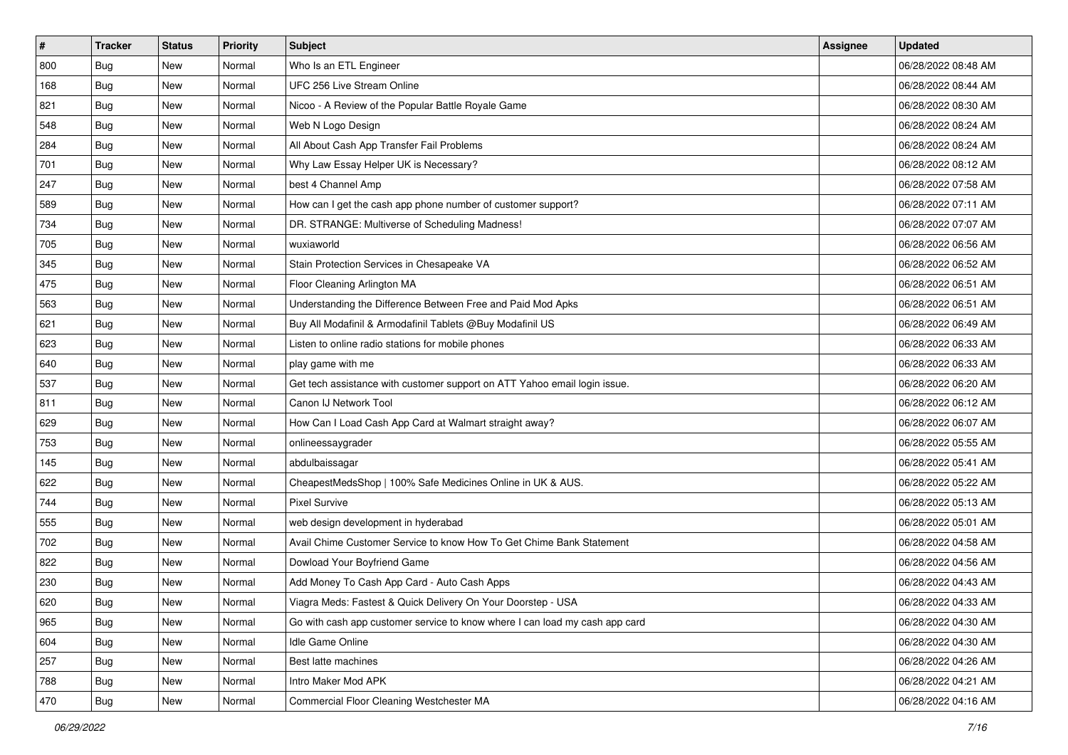| # | Tracker | Status | Priority | Subject | Assignee | Updated |
|---|---|---|---|---|---|---|
| 800 | Bug | New | Normal | Who Is an ETL Engineer | | 06/28/2022 08:48 AM |
| 168 | Bug | New | Normal | UFC 256 Live Stream Online | | 06/28/2022 08:44 AM |
| 821 | Bug | New | Normal | Nicoo - A Review of the Popular Battle Royale Game | | 06/28/2022 08:30 AM |
| 548 | Bug | New | Normal | Web N Logo Design | | 06/28/2022 08:24 AM |
| 284 | Bug | New | Normal | All About Cash App Transfer Fail Problems | | 06/28/2022 08:24 AM |
| 701 | Bug | New | Normal | Why Law Essay Helper UK is Necessary? | | 06/28/2022 08:12 AM |
| 247 | Bug | New | Normal | best 4 Channel Amp | | 06/28/2022 07:58 AM |
| 589 | Bug | New | Normal | How can I get the cash app phone number of customer support? | | 06/28/2022 07:11 AM |
| 734 | Bug | New | Normal | DR. STRANGE: Multiverse of Scheduling Madness! | | 06/28/2022 07:07 AM |
| 705 | Bug | New | Normal | wuxiaworld | | 06/28/2022 06:56 AM |
| 345 | Bug | New | Normal | Stain Protection Services in Chesapeake VA | | 06/28/2022 06:52 AM |
| 475 | Bug | New | Normal | Floor Cleaning Arlington MA | | 06/28/2022 06:51 AM |
| 563 | Bug | New | Normal | Understanding the Difference Between Free and Paid Mod Apks | | 06/28/2022 06:51 AM |
| 621 | Bug | New | Normal | Buy All Modafinil & Armodafinil Tablets @Buy Modafinil US | | 06/28/2022 06:49 AM |
| 623 | Bug | New | Normal | Listen to online radio stations for mobile phones | | 06/28/2022 06:33 AM |
| 640 | Bug | New | Normal | play game with me | | 06/28/2022 06:33 AM |
| 537 | Bug | New | Normal | Get tech assistance with customer support on ATT Yahoo email login issue. | | 06/28/2022 06:20 AM |
| 811 | Bug | New | Normal | Canon IJ Network Tool | | 06/28/2022 06:12 AM |
| 629 | Bug | New | Normal | How Can I Load Cash App Card at Walmart straight away? | | 06/28/2022 06:07 AM |
| 753 | Bug | New | Normal | onlineessaygrader | | 06/28/2022 05:55 AM |
| 145 | Bug | New | Normal | abdulbaissagar | | 06/28/2022 05:41 AM |
| 622 | Bug | New | Normal | CheapestMedsShop \| 100% Safe Medicines Online in UK & AUS. | | 06/28/2022 05:22 AM |
| 744 | Bug | New | Normal | Pixel Survive | | 06/28/2022 05:13 AM |
| 555 | Bug | New | Normal | web design development in hyderabad | | 06/28/2022 05:01 AM |
| 702 | Bug | New | Normal | Avail Chime Customer Service to know How To Get Chime Bank Statement | | 06/28/2022 04:58 AM |
| 822 | Bug | New | Normal | Dowload Your Boyfriend Game | | 06/28/2022 04:56 AM |
| 230 | Bug | New | Normal | Add Money To Cash App Card - Auto Cash Apps | | 06/28/2022 04:43 AM |
| 620 | Bug | New | Normal | Viagra Meds: Fastest & Quick Delivery On Your Doorstep - USA | | 06/28/2022 04:33 AM |
| 965 | Bug | New | Normal | Go with cash app customer service to know where I can load my cash app card | | 06/28/2022 04:30 AM |
| 604 | Bug | New | Normal | Idle Game Online | | 06/28/2022 04:30 AM |
| 257 | Bug | New | Normal | Best latte machines | | 06/28/2022 04:26 AM |
| 788 | Bug | New | Normal | Intro Maker Mod APK | | 06/28/2022 04:21 AM |
| 470 | Bug | New | Normal | Commercial Floor Cleaning Westchester MA | | 06/28/2022 04:16 AM |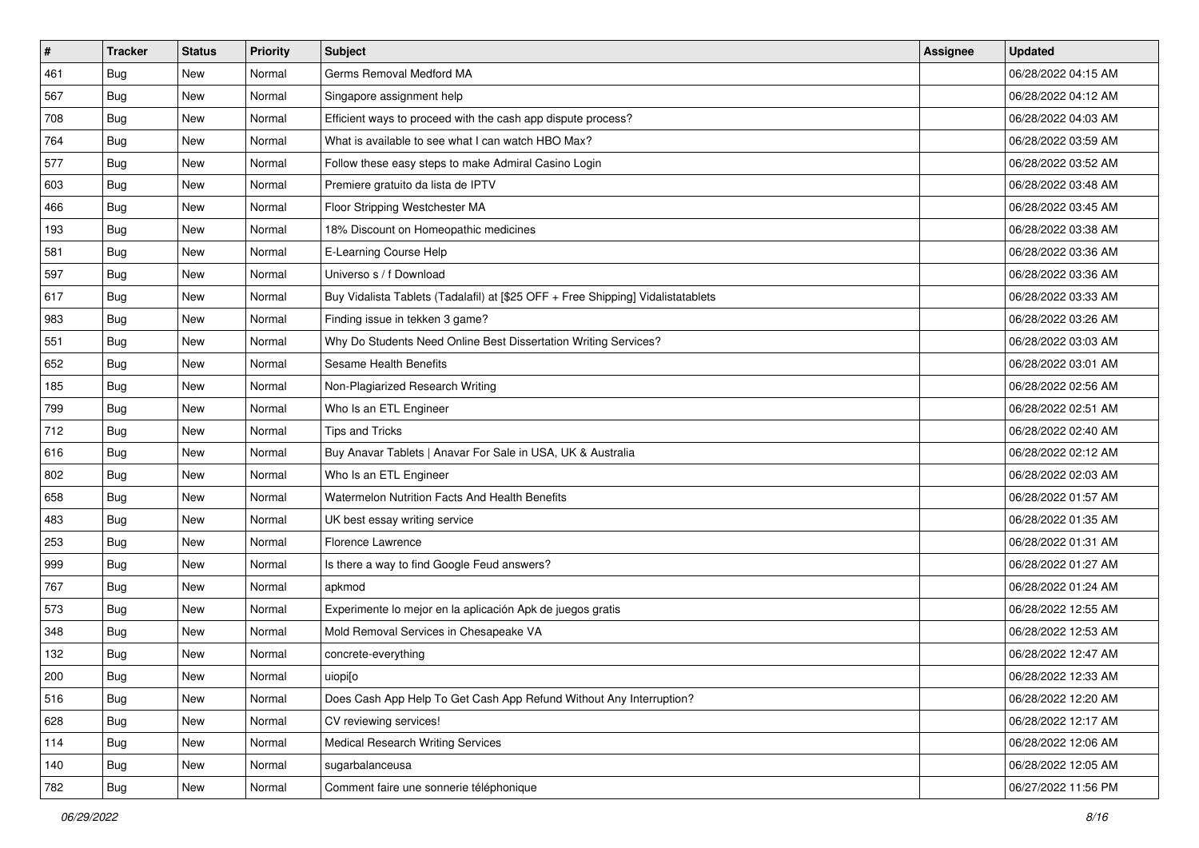| # | Tracker | Status | Priority | Subject | Assignee | Updated |
|---|---|---|---|---|---|---|
| 461 | Bug | New | Normal | Germs Removal Medford MA | | 06/28/2022 04:15 AM |
| 567 | Bug | New | Normal | Singapore assignment help | | 06/28/2022 04:12 AM |
| 708 | Bug | New | Normal | Efficient ways to proceed with the cash app dispute process? | | 06/28/2022 04:03 AM |
| 764 | Bug | New | Normal | What is available to see what I can watch HBO Max? | | 06/28/2022 03:59 AM |
| 577 | Bug | New | Normal | Follow these easy steps to make Admiral Casino Login | | 06/28/2022 03:52 AM |
| 603 | Bug | New | Normal | Premiere gratuito da lista de IPTV | | 06/28/2022 03:48 AM |
| 466 | Bug | New | Normal | Floor Stripping Westchester MA | | 06/28/2022 03:45 AM |
| 193 | Bug | New | Normal | 18% Discount on Homeopathic medicines | | 06/28/2022 03:38 AM |
| 581 | Bug | New | Normal | E-Learning Course Help | | 06/28/2022 03:36 AM |
| 597 | Bug | New | Normal | Universo s / f Download | | 06/28/2022 03:36 AM |
| 617 | Bug | New | Normal | Buy Vidalista Tablets (Tadalafil) at [$25 OFF + Free Shipping] Vidalistatablets | | 06/28/2022 03:33 AM |
| 983 | Bug | New | Normal | Finding issue in tekken 3 game? | | 06/28/2022 03:26 AM |
| 551 | Bug | New | Normal | Why Do Students Need Online Best Dissertation Writing Services? | | 06/28/2022 03:03 AM |
| 652 | Bug | New | Normal | Sesame Health Benefits | | 06/28/2022 03:01 AM |
| 185 | Bug | New | Normal | Non-Plagiarized Research Writing | | 06/28/2022 02:56 AM |
| 799 | Bug | New | Normal | Who Is an ETL Engineer | | 06/28/2022 02:51 AM |
| 712 | Bug | New | Normal | Tips and Tricks | | 06/28/2022 02:40 AM |
| 616 | Bug | New | Normal | Buy Anavar Tablets \| Anavar For Sale in USA, UK & Australia | | 06/28/2022 02:12 AM |
| 802 | Bug | New | Normal | Who Is an ETL Engineer | | 06/28/2022 02:03 AM |
| 658 | Bug | New | Normal | Watermelon Nutrition Facts And Health Benefits | | 06/28/2022 01:57 AM |
| 483 | Bug | New | Normal | UK best essay writing service | | 06/28/2022 01:35 AM |
| 253 | Bug | New | Normal | Florence Lawrence | | 06/28/2022 01:31 AM |
| 999 | Bug | New | Normal | Is there a way to find Google Feud answers? | | 06/28/2022 01:27 AM |
| 767 | Bug | New | Normal | apkmod | | 06/28/2022 01:24 AM |
| 573 | Bug | New | Normal | Experimente lo mejor en la aplicación Apk de juegos gratis | | 06/28/2022 12:55 AM |
| 348 | Bug | New | Normal | Mold Removal Services in Chesapeake VA | | 06/28/2022 12:53 AM |
| 132 | Bug | New | Normal | concrete-everything | | 06/28/2022 12:47 AM |
| 200 | Bug | New | Normal | uiopi[o | | 06/28/2022 12:33 AM |
| 516 | Bug | New | Normal | Does Cash App Help To Get Cash App Refund Without Any Interruption? | | 06/28/2022 12:20 AM |
| 628 | Bug | New | Normal | CV reviewing services! | | 06/28/2022 12:17 AM |
| 114 | Bug | New | Normal | Medical Research Writing Services | | 06/28/2022 12:06 AM |
| 140 | Bug | New | Normal | sugarbalanceusa | | 06/28/2022 12:05 AM |
| 782 | Bug | New | Normal | Comment faire une sonnerie téléphonique | | 06/27/2022 11:56 PM |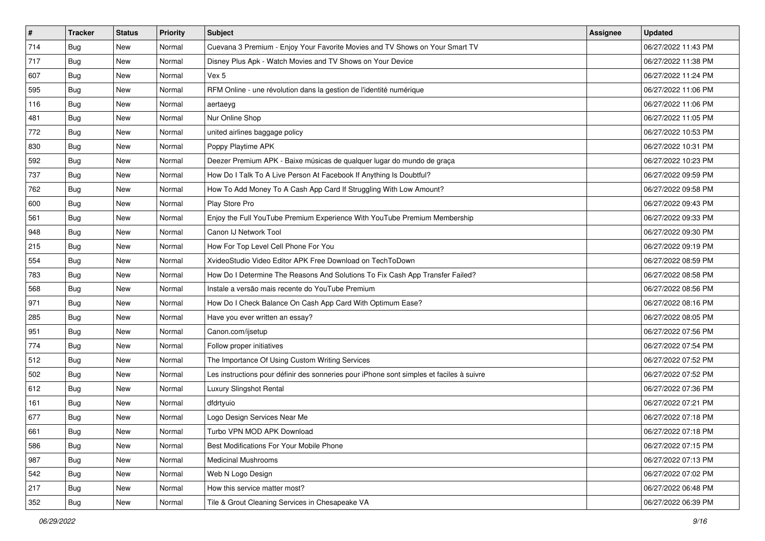| # | Tracker | Status | Priority | Subject | Assignee | Updated |
|---|---|---|---|---|---|---|
| 714 | Bug | New | Normal | Cuevana 3 Premium - Enjoy Your Favorite Movies and TV Shows on Your Smart TV | | 06/27/2022 11:43 PM |
| 717 | Bug | New | Normal | Disney Plus Apk - Watch Movies and TV Shows on Your Device | | 06/27/2022 11:38 PM |
| 607 | Bug | New | Normal | Vex 5 | | 06/27/2022 11:24 PM |
| 595 | Bug | New | Normal | RFM Online - une révolution dans la gestion de l'identité numérique | | 06/27/2022 11:06 PM |
| 116 | Bug | New | Normal | aertaeyg | | 06/27/2022 11:06 PM |
| 481 | Bug | New | Normal | Nur Online Shop | | 06/27/2022 11:05 PM |
| 772 | Bug | New | Normal | united airlines baggage policy | | 06/27/2022 10:53 PM |
| 830 | Bug | New | Normal | Poppy Playtime APK | | 06/27/2022 10:31 PM |
| 592 | Bug | New | Normal | Deezer Premium APK - Baixe músicas de qualquer lugar do mundo de graça | | 06/27/2022 10:23 PM |
| 737 | Bug | New | Normal | How Do I Talk To A Live Person At Facebook If Anything Is Doubtful? | | 06/27/2022 09:59 PM |
| 762 | Bug | New | Normal | How To Add Money To A Cash App Card If Struggling With Low Amount? | | 06/27/2022 09:58 PM |
| 600 | Bug | New | Normal | Play Store Pro | | 06/27/2022 09:43 PM |
| 561 | Bug | New | Normal | Enjoy the Full YouTube Premium Experience With YouTube Premium Membership | | 06/27/2022 09:33 PM |
| 948 | Bug | New | Normal | Canon IJ Network Tool | | 06/27/2022 09:30 PM |
| 215 | Bug | New | Normal | How For Top Level Cell Phone For You | | 06/27/2022 09:19 PM |
| 554 | Bug | New | Normal | XvideoStudio Video Editor APK Free Download on TechToDown | | 06/27/2022 08:59 PM |
| 783 | Bug | New | Normal | How Do I Determine The Reasons And Solutions To Fix Cash App Transfer Failed? | | 06/27/2022 08:58 PM |
| 568 | Bug | New | Normal | Instale a versão mais recente do YouTube Premium | | 06/27/2022 08:56 PM |
| 971 | Bug | New | Normal | How Do I Check Balance On Cash App Card With Optimum Ease? | | 06/27/2022 08:16 PM |
| 285 | Bug | New | Normal | Have you ever written an essay? | | 06/27/2022 08:05 PM |
| 951 | Bug | New | Normal | Canon.com/ijsetup | | 06/27/2022 07:56 PM |
| 774 | Bug | New | Normal | Follow proper initiatives | | 06/27/2022 07:54 PM |
| 512 | Bug | New | Normal | The Importance Of Using Custom Writing Services | | 06/27/2022 07:52 PM |
| 502 | Bug | New | Normal | Les instructions pour définir des sonneries pour iPhone sont simples et faciles à suivre | | 06/27/2022 07:52 PM |
| 612 | Bug | New | Normal | Luxury Slingshot Rental | | 06/27/2022 07:36 PM |
| 161 | Bug | New | Normal | dfdrtyuio | | 06/27/2022 07:21 PM |
| 677 | Bug | New | Normal | Logo Design Services Near Me | | 06/27/2022 07:18 PM |
| 661 | Bug | New | Normal | Turbo VPN MOD APK Download | | 06/27/2022 07:18 PM |
| 586 | Bug | New | Normal | Best Modifications For Your Mobile Phone | | 06/27/2022 07:15 PM |
| 987 | Bug | New | Normal | Medicinal Mushrooms | | 06/27/2022 07:13 PM |
| 542 | Bug | New | Normal | Web N Logo Design | | 06/27/2022 07:02 PM |
| 217 | Bug | New | Normal | How this service matter most? | | 06/27/2022 06:48 PM |
| 352 | Bug | New | Normal | Tile & Grout Cleaning Services in Chesapeake VA | | 06/27/2022 06:39 PM |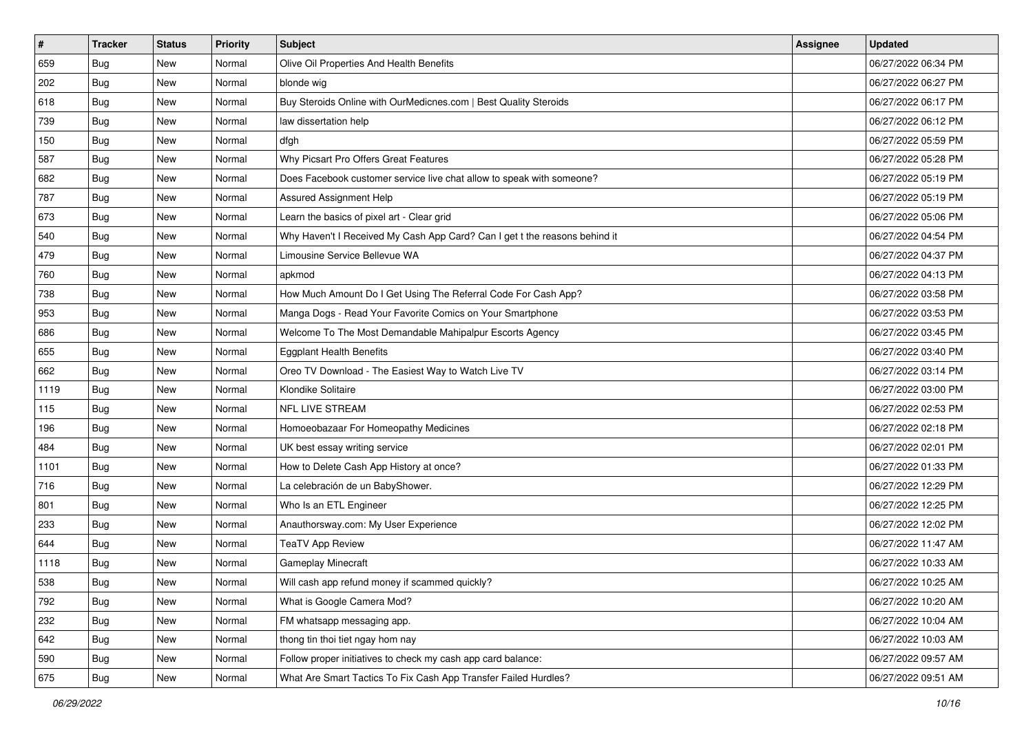| # | Tracker | Status | Priority | Subject | Assignee | Updated |
|---|---|---|---|---|---|---|
| 659 | Bug | New | Normal | Olive Oil Properties And Health Benefits | | 06/27/2022 06:34 PM |
| 202 | Bug | New | Normal | blonde wig | | 06/27/2022 06:27 PM |
| 618 | Bug | New | Normal | Buy Steroids Online with OurMedicnes.com \| Best Quality Steroids | | 06/27/2022 06:17 PM |
| 739 | Bug | New | Normal | law dissertation help | | 06/27/2022 06:12 PM |
| 150 | Bug | New | Normal | dfgh | | 06/27/2022 05:59 PM |
| 587 | Bug | New | Normal | Why Picsart Pro Offers Great Features | | 06/27/2022 05:28 PM |
| 682 | Bug | New | Normal | Does Facebook customer service live chat allow to speak with someone? | | 06/27/2022 05:19 PM |
| 787 | Bug | New | Normal | Assured Assignment Help | | 06/27/2022 05:19 PM |
| 673 | Bug | New | Normal | Learn the basics of pixel art - Clear grid | | 06/27/2022 05:06 PM |
| 540 | Bug | New | Normal | Why Haven't I Received My Cash App Card? Can I get t the reasons behind it | | 06/27/2022 04:54 PM |
| 479 | Bug | New | Normal | Limousine Service Bellevue WA | | 06/27/2022 04:37 PM |
| 760 | Bug | New | Normal | apkmod | | 06/27/2022 04:13 PM |
| 738 | Bug | New | Normal | How Much Amount Do I Get Using The Referral Code For Cash App? | | 06/27/2022 03:58 PM |
| 953 | Bug | New | Normal | Manga Dogs - Read Your Favorite Comics on Your Smartphone | | 06/27/2022 03:53 PM |
| 686 | Bug | New | Normal | Welcome To The Most Demandable Mahipalpur Escorts Agency | | 06/27/2022 03:45 PM |
| 655 | Bug | New | Normal | Eggplant Health Benefits | | 06/27/2022 03:40 PM |
| 662 | Bug | New | Normal | Oreo TV Download - The Easiest Way to Watch Live TV | | 06/27/2022 03:14 PM |
| 1119 | Bug | New | Normal | Klondike Solitaire | | 06/27/2022 03:00 PM |
| 115 | Bug | New | Normal | NFL LIVE STREAM | | 06/27/2022 02:53 PM |
| 196 | Bug | New | Normal | Homoeobazaar For Homeopathy Medicines | | 06/27/2022 02:18 PM |
| 484 | Bug | New | Normal | UK best essay writing service | | 06/27/2022 02:01 PM |
| 1101 | Bug | New | Normal | How to Delete Cash App History at once? | | 06/27/2022 01:33 PM |
| 716 | Bug | New | Normal | La celebración de un BabyShower. | | 06/27/2022 12:29 PM |
| 801 | Bug | New | Normal | Who Is an ETL Engineer | | 06/27/2022 12:25 PM |
| 233 | Bug | New | Normal | Anauthorsway.com: My User Experience | | 06/27/2022 12:02 PM |
| 644 | Bug | New | Normal | TeaTV App Review | | 06/27/2022 11:47 AM |
| 1118 | Bug | New | Normal | Gameplay Minecraft | | 06/27/2022 10:33 AM |
| 538 | Bug | New | Normal | Will cash app refund money if scammed quickly? | | 06/27/2022 10:25 AM |
| 792 | Bug | New | Normal | What is Google Camera Mod? | | 06/27/2022 10:20 AM |
| 232 | Bug | New | Normal | FM whatsapp messaging app. | | 06/27/2022 10:04 AM |
| 642 | Bug | New | Normal | thong tin thoi tiet ngay hom nay | | 06/27/2022 10:03 AM |
| 590 | Bug | New | Normal | Follow proper initiatives to check my cash app card balance: | | 06/27/2022 09:57 AM |
| 675 | Bug | New | Normal | What Are Smart Tactics To Fix Cash App Transfer Failed Hurdles? | | 06/27/2022 09:51 AM |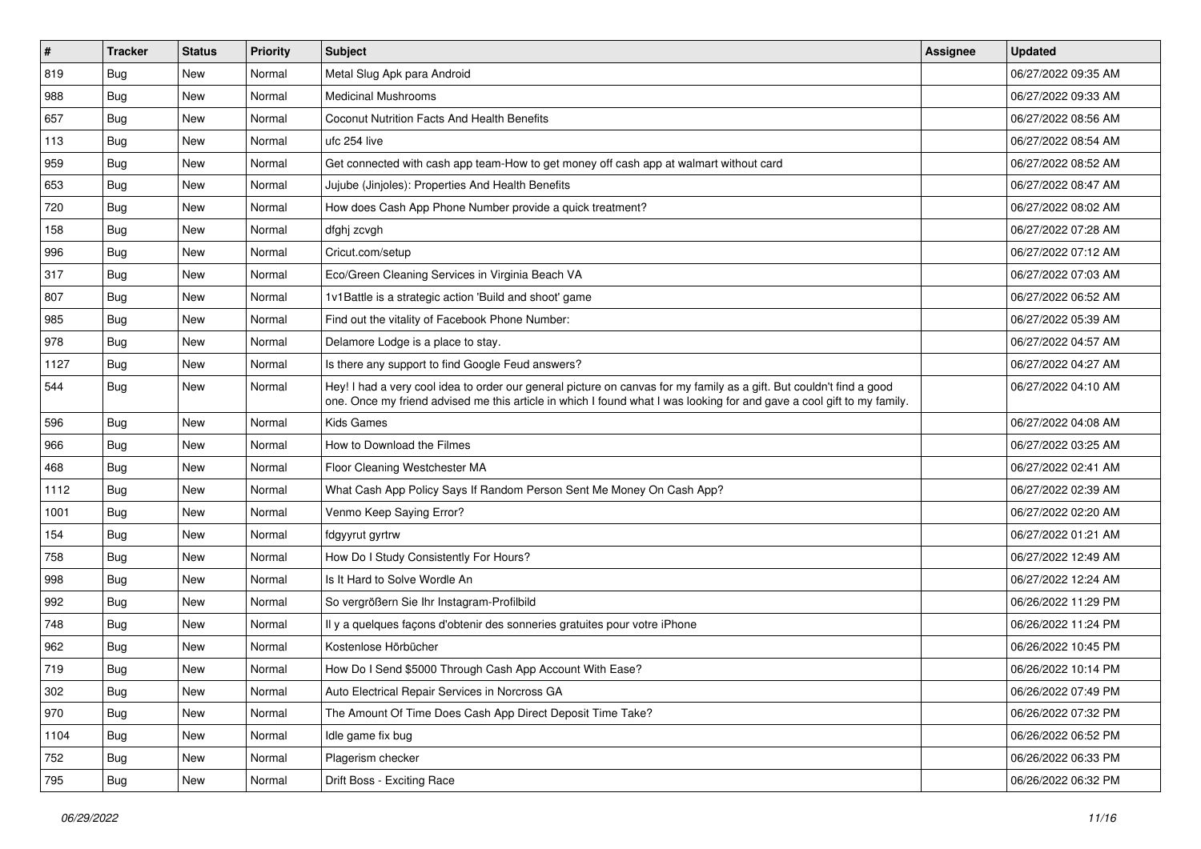| # | Tracker | Status | Priority | Subject | Assignee | Updated |
|---|---|---|---|---|---|---|
| 819 | Bug | New | Normal | Metal Slug Apk para Android | | 06/27/2022 09:35 AM |
| 988 | Bug | New | Normal | Medicinal Mushrooms | | 06/27/2022 09:33 AM |
| 657 | Bug | New | Normal | Coconut Nutrition Facts And Health Benefits | | 06/27/2022 08:56 AM |
| 113 | Bug | New | Normal | ufc 254 live | | 06/27/2022 08:54 AM |
| 959 | Bug | New | Normal | Get connected with cash app team-How to get money off cash app at walmart without card | | 06/27/2022 08:52 AM |
| 653 | Bug | New | Normal | Jujube (Jinjoles): Properties And Health Benefits | | 06/27/2022 08:47 AM |
| 720 | Bug | New | Normal | How does Cash App Phone Number provide a quick treatment? | | 06/27/2022 08:02 AM |
| 158 | Bug | New | Normal | dfghj zcvgh | | 06/27/2022 07:28 AM |
| 996 | Bug | New | Normal | Cricut.com/setup | | 06/27/2022 07:12 AM |
| 317 | Bug | New | Normal | Eco/Green Cleaning Services in Virginia Beach VA | | 06/27/2022 07:03 AM |
| 807 | Bug | New | Normal | 1v1Battle is a strategic action 'Build and shoot' game | | 06/27/2022 06:52 AM |
| 985 | Bug | New | Normal | Find out the vitality of Facebook Phone Number: | | 06/27/2022 05:39 AM |
| 978 | Bug | New | Normal | Delamore Lodge is a place to stay. | | 06/27/2022 04:57 AM |
| 1127 | Bug | New | Normal | Is there any support to find Google Feud answers? | | 06/27/2022 04:27 AM |
| 544 | Bug | New | Normal | Hey! I had a very cool idea to order our general picture on canvas for my family as a gift. But couldn't find a good one. Once my friend advised me this article in which I found what I was looking for and gave a cool gift to my family. | | 06/27/2022 04:10 AM |
| 596 | Bug | New | Normal | Kids Games | | 06/27/2022 04:08 AM |
| 966 | Bug | New | Normal | How to Download the Filmes | | 06/27/2022 03:25 AM |
| 468 | Bug | New | Normal | Floor Cleaning Westchester MA | | 06/27/2022 02:41 AM |
| 1112 | Bug | New | Normal | What Cash App Policy Says If Random Person Sent Me Money On Cash App? | | 06/27/2022 02:39 AM |
| 1001 | Bug | New | Normal | Venmo Keep Saying Error? | | 06/27/2022 02:20 AM |
| 154 | Bug | New | Normal | fdgyyrut gyrtrw | | 06/27/2022 01:21 AM |
| 758 | Bug | New | Normal | How Do I Study Consistently For Hours? | | 06/27/2022 12:49 AM |
| 998 | Bug | New | Normal | Is It Hard to Solve Wordle An | | 06/27/2022 12:24 AM |
| 992 | Bug | New | Normal | So vergrößern Sie Ihr Instagram-Profilbild | | 06/26/2022 11:29 PM |
| 748 | Bug | New | Normal | Il y a quelques façons d'obtenir des sonneries gratuites pour votre iPhone | | 06/26/2022 11:24 PM |
| 962 | Bug | New | Normal | Kostenlose Hörbücher | | 06/26/2022 10:45 PM |
| 719 | Bug | New | Normal | How Do I Send $5000 Through Cash App Account With Ease? | | 06/26/2022 10:14 PM |
| 302 | Bug | New | Normal | Auto Electrical Repair Services in Norcross GA | | 06/26/2022 07:49 PM |
| 970 | Bug | New | Normal | The Amount Of Time Does Cash App Direct Deposit Time Take? | | 06/26/2022 07:32 PM |
| 1104 | Bug | New | Normal | Idle game fix bug | | 06/26/2022 06:52 PM |
| 752 | Bug | New | Normal | Plagerism checker | | 06/26/2022 06:33 PM |
| 795 | Bug | New | Normal | Drift Boss - Exciting Race | | 06/26/2022 06:32 PM |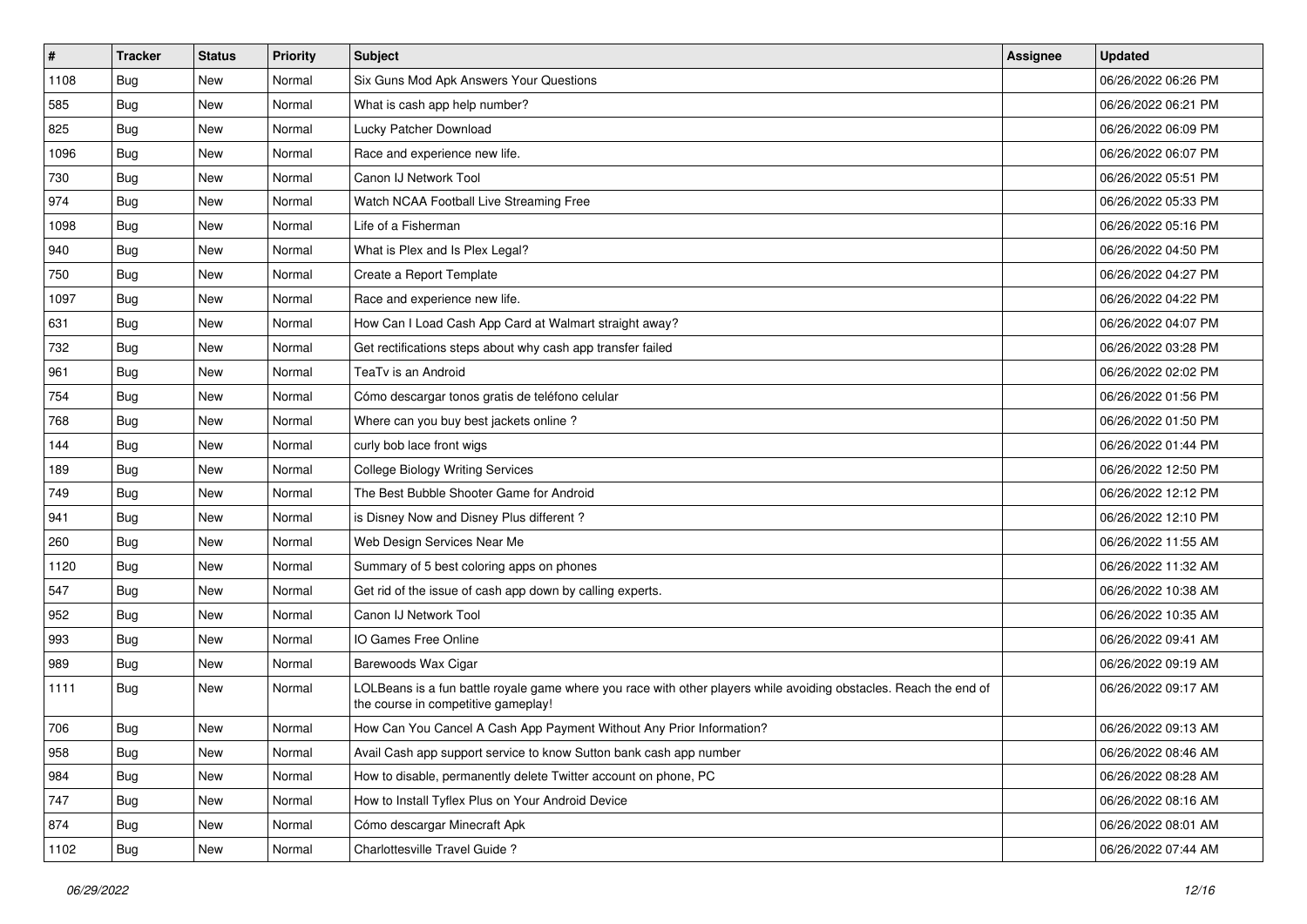| # | Tracker | Status | Priority | Subject | Assignee | Updated |
|---|---|---|---|---|---|---|
| 1108 | Bug | New | Normal | Six Guns Mod Apk Answers Your Questions | | 06/26/2022 06:26 PM |
| 585 | Bug | New | Normal | What is cash app help number? | | 06/26/2022 06:21 PM |
| 825 | Bug | New | Normal | Lucky Patcher Download | | 06/26/2022 06:09 PM |
| 1096 | Bug | New | Normal | Race and experience new life. | | 06/26/2022 06:07 PM |
| 730 | Bug | New | Normal | Canon IJ Network Tool | | 06/26/2022 05:51 PM |
| 974 | Bug | New | Normal | Watch NCAA Football Live Streaming Free | | 06/26/2022 05:33 PM |
| 1098 | Bug | New | Normal | Life of a Fisherman | | 06/26/2022 05:16 PM |
| 940 | Bug | New | Normal | What is Plex and Is Plex Legal? | | 06/26/2022 04:50 PM |
| 750 | Bug | New | Normal | Create a Report Template | | 06/26/2022 04:27 PM |
| 1097 | Bug | New | Normal | Race and experience new life. | | 06/26/2022 04:22 PM |
| 631 | Bug | New | Normal | How Can I Load Cash App Card at Walmart straight away? | | 06/26/2022 04:07 PM |
| 732 | Bug | New | Normal | Get rectifications steps about why cash app transfer failed | | 06/26/2022 03:28 PM |
| 961 | Bug | New | Normal | TeaTv is an Android | | 06/26/2022 02:02 PM |
| 754 | Bug | New | Normal | Cómo descargar tonos gratis de teléfono celular | | 06/26/2022 01:56 PM |
| 768 | Bug | New | Normal | Where can you buy best jackets online ? | | 06/26/2022 01:50 PM |
| 144 | Bug | New | Normal | curly bob lace front wigs | | 06/26/2022 01:44 PM |
| 189 | Bug | New | Normal | College Biology Writing Services | | 06/26/2022 12:50 PM |
| 749 | Bug | New | Normal | The Best Bubble Shooter Game for Android | | 06/26/2022 12:12 PM |
| 941 | Bug | New | Normal | is Disney Now and Disney Plus different ? | | 06/26/2022 12:10 PM |
| 260 | Bug | New | Normal | Web Design Services Near Me | | 06/26/2022 11:55 AM |
| 1120 | Bug | New | Normal | Summary of 5 best coloring apps on phones | | 06/26/2022 11:32 AM |
| 547 | Bug | New | Normal | Get rid of the issue of cash app down by calling experts. | | 06/26/2022 10:38 AM |
| 952 | Bug | New | Normal | Canon IJ Network Tool | | 06/26/2022 10:35 AM |
| 993 | Bug | New | Normal | IO Games Free Online | | 06/26/2022 09:41 AM |
| 989 | Bug | New | Normal | Barewoods Wax Cigar | | 06/26/2022 09:19 AM |
| 1111 | Bug | New | Normal | LOLBeans is a fun battle royale game where you race with other players while avoiding obstacles. Reach the end of the course in competitive gameplay! | | 06/26/2022 09:17 AM |
| 706 | Bug | New | Normal | How Can You Cancel A Cash App Payment Without Any Prior Information? | | 06/26/2022 09:13 AM |
| 958 | Bug | New | Normal | Avail Cash app support service to know Sutton bank cash app number | | 06/26/2022 08:46 AM |
| 984 | Bug | New | Normal | How to disable, permanently delete Twitter account on phone, PC | | 06/26/2022 08:28 AM |
| 747 | Bug | New | Normal | How to Install Tyflex Plus on Your Android Device | | 06/26/2022 08:16 AM |
| 874 | Bug | New | Normal | Cómo descargar Minecraft Apk | | 06/26/2022 08:01 AM |
| 1102 | Bug | New | Normal | Charlottesville Travel Guide ? | | 06/26/2022 07:44 AM |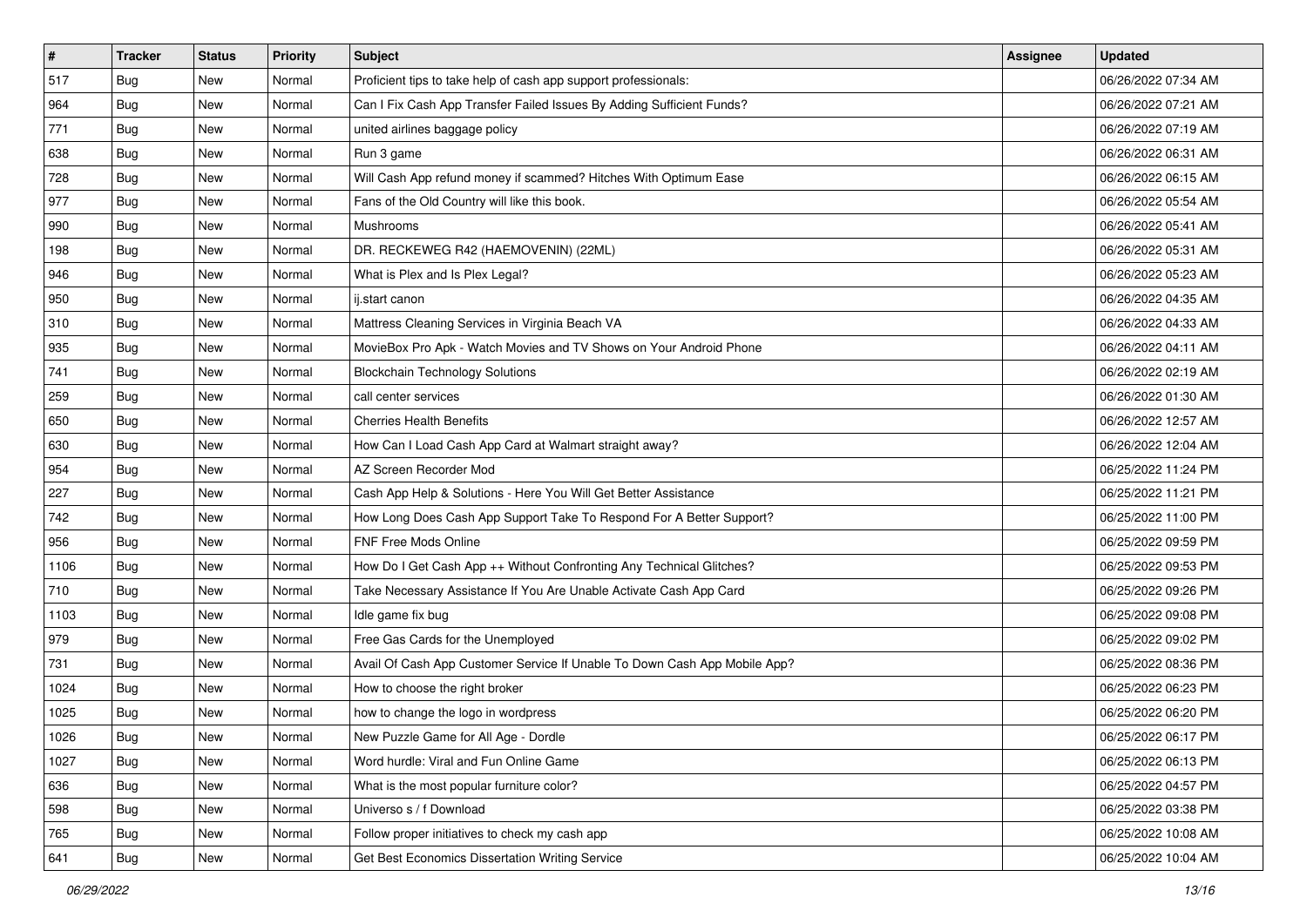| # | Tracker | Status | Priority | Subject | Assignee | Updated |
|---|---|---|---|---|---|---|
| 517 | Bug | New | Normal | Proficient tips to take help of cash app support professionals: | | 06/26/2022 07:34 AM |
| 964 | Bug | New | Normal | Can I Fix Cash App Transfer Failed Issues By Adding Sufficient Funds? | | 06/26/2022 07:21 AM |
| 771 | Bug | New | Normal | united airlines baggage policy | | 06/26/2022 07:19 AM |
| 638 | Bug | New | Normal | Run 3 game | | 06/26/2022 06:31 AM |
| 728 | Bug | New | Normal | Will Cash App refund money if scammed? Hitches With Optimum Ease | | 06/26/2022 06:15 AM |
| 977 | Bug | New | Normal | Fans of the Old Country will like this book. | | 06/26/2022 05:54 AM |
| 990 | Bug | New | Normal | Mushrooms | | 06/26/2022 05:41 AM |
| 198 | Bug | New | Normal | DR. RECKEWEG R42 (HAEMOVENIN) (22ML) | | 06/26/2022 05:31 AM |
| 946 | Bug | New | Normal | What is Plex and Is Plex Legal? | | 06/26/2022 05:23 AM |
| 950 | Bug | New | Normal | ij.start canon | | 06/26/2022 04:35 AM |
| 310 | Bug | New | Normal | Mattress Cleaning Services in Virginia Beach VA | | 06/26/2022 04:33 AM |
| 935 | Bug | New | Normal | MovieBox Pro Apk - Watch Movies and TV Shows on Your Android Phone | | 06/26/2022 04:11 AM |
| 741 | Bug | New | Normal | Blockchain Technology Solutions | | 06/26/2022 02:19 AM |
| 259 | Bug | New | Normal | call center services | | 06/26/2022 01:30 AM |
| 650 | Bug | New | Normal | Cherries Health Benefits | | 06/26/2022 12:57 AM |
| 630 | Bug | New | Normal | How Can I Load Cash App Card at Walmart straight away? | | 06/26/2022 12:04 AM |
| 954 | Bug | New | Normal | AZ Screen Recorder Mod | | 06/25/2022 11:24 PM |
| 227 | Bug | New | Normal | Cash App Help & Solutions - Here You Will Get Better Assistance | | 06/25/2022 11:21 PM |
| 742 | Bug | New | Normal | How Long Does Cash App Support Take To Respond For A Better Support? | | 06/25/2022 11:00 PM |
| 956 | Bug | New | Normal | FNF Free Mods Online | | 06/25/2022 09:59 PM |
| 1106 | Bug | New | Normal | How Do I Get Cash App ++ Without Confronting Any Technical Glitches? | | 06/25/2022 09:53 PM |
| 710 | Bug | New | Normal | Take Necessary Assistance If You Are Unable Activate Cash App Card | | 06/25/2022 09:26 PM |
| 1103 | Bug | New | Normal | Idle game fix bug | | 06/25/2022 09:08 PM |
| 979 | Bug | New | Normal | Free Gas Cards for the Unemployed | | 06/25/2022 09:02 PM |
| 731 | Bug | New | Normal | Avail Of Cash App Customer Service If Unable To Down Cash App Mobile App? | | 06/25/2022 08:36 PM |
| 1024 | Bug | New | Normal | How to choose the right broker | | 06/25/2022 06:23 PM |
| 1025 | Bug | New | Normal | how to change the logo in wordpress | | 06/25/2022 06:20 PM |
| 1026 | Bug | New | Normal | New Puzzle Game for All Age - Dordle | | 06/25/2022 06:17 PM |
| 1027 | Bug | New | Normal | Word hurdle: Viral and Fun Online Game | | 06/25/2022 06:13 PM |
| 636 | Bug | New | Normal | What is the most popular furniture color? | | 06/25/2022 04:57 PM |
| 598 | Bug | New | Normal | Universo s / f Download | | 06/25/2022 03:38 PM |
| 765 | Bug | New | Normal | Follow proper initiatives to check my cash app | | 06/25/2022 10:08 AM |
| 641 | Bug | New | Normal | Get Best Economics Dissertation Writing Service | | 06/25/2022 10:04 AM |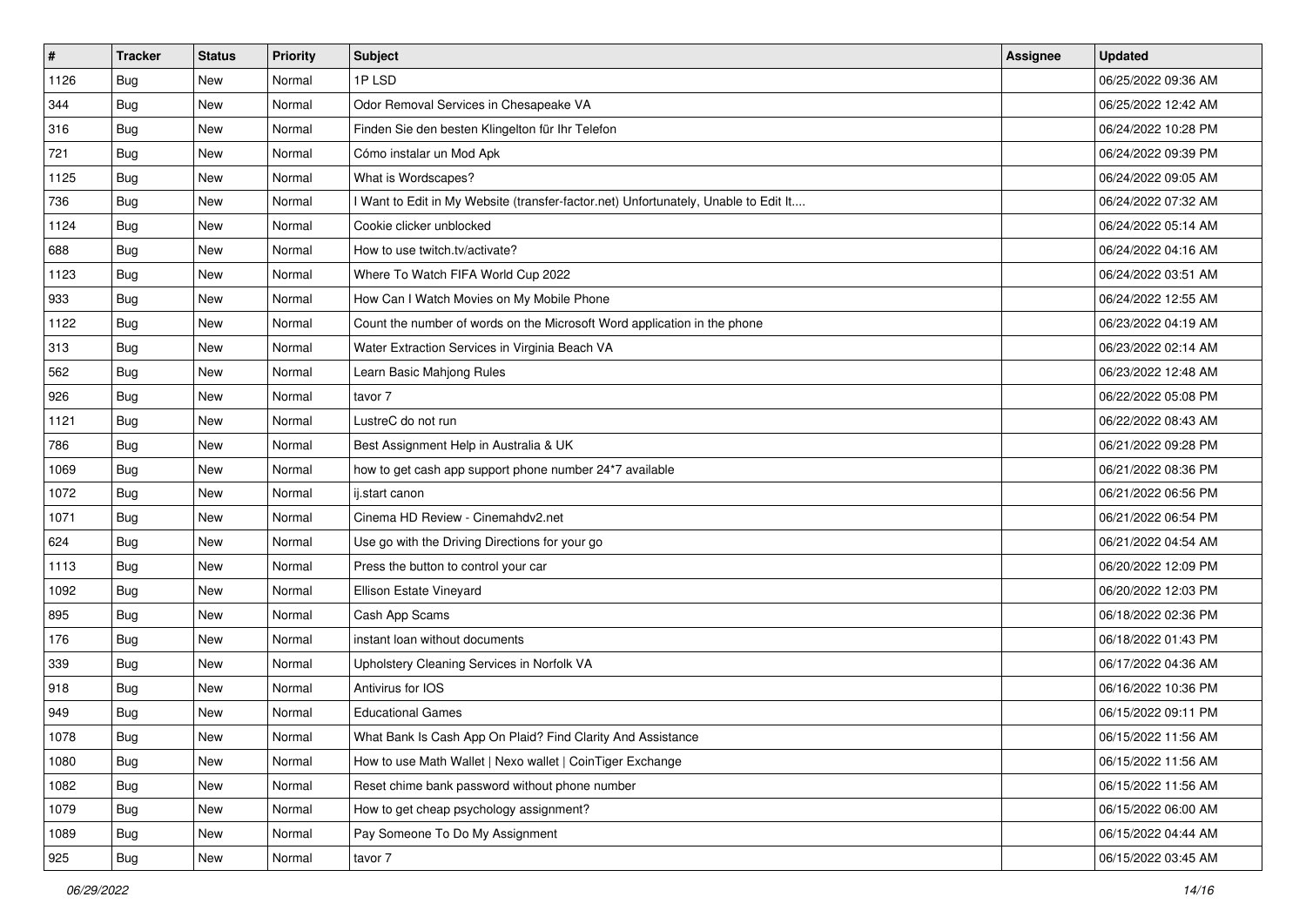| # | Tracker | Status | Priority | Subject | Assignee | Updated |
|---|---|---|---|---|---|---|
| 1126 | Bug | New | Normal | 1P LSD | | 06/25/2022 09:36 AM |
| 344 | Bug | New | Normal | Odor Removal Services in Chesapeake VA | | 06/25/2022 12:42 AM |
| 316 | Bug | New | Normal | Finden Sie den besten Klingelton für Ihr Telefon | | 06/24/2022 10:28 PM |
| 721 | Bug | New | Normal | Cómo instalar un Mod Apk | | 06/24/2022 09:39 PM |
| 1125 | Bug | New | Normal | What is Wordscapes? | | 06/24/2022 09:05 AM |
| 736 | Bug | New | Normal | I Want to Edit in My Website (transfer-factor.net) Unfortunately, Unable to Edit It.... | | 06/24/2022 07:32 AM |
| 1124 | Bug | New | Normal | Cookie clicker unblocked | | 06/24/2022 05:14 AM |
| 688 | Bug | New | Normal | How to use twitch.tv/activate? | | 06/24/2022 04:16 AM |
| 1123 | Bug | New | Normal | Where To Watch FIFA World Cup 2022 | | 06/24/2022 03:51 AM |
| 933 | Bug | New | Normal | How Can I Watch Movies on My Mobile Phone | | 06/24/2022 12:55 AM |
| 1122 | Bug | New | Normal | Count the number of words on the Microsoft Word application in the phone | | 06/23/2022 04:19 AM |
| 313 | Bug | New | Normal | Water Extraction Services in Virginia Beach VA | | 06/23/2022 02:14 AM |
| 562 | Bug | New | Normal | Learn Basic Mahjong Rules | | 06/23/2022 12:48 AM |
| 926 | Bug | New | Normal | tavor 7 | | 06/22/2022 05:08 PM |
| 1121 | Bug | New | Normal | LustreC do not run | | 06/22/2022 08:43 AM |
| 786 | Bug | New | Normal | Best Assignment Help in Australia & UK | | 06/21/2022 09:28 PM |
| 1069 | Bug | New | Normal | how to get cash app support phone number 24*7 available | | 06/21/2022 08:36 PM |
| 1072 | Bug | New | Normal | ij.start canon | | 06/21/2022 06:56 PM |
| 1071 | Bug | New | Normal | Cinema HD Review - Cinemahdv2.net | | 06/21/2022 06:54 PM |
| 624 | Bug | New | Normal | Use go with the Driving Directions for your go | | 06/21/2022 04:54 AM |
| 1113 | Bug | New | Normal | Press the button to control your car | | 06/20/2022 12:09 PM |
| 1092 | Bug | New | Normal | Ellison Estate Vineyard | | 06/20/2022 12:03 PM |
| 895 | Bug | New | Normal | Cash App Scams | | 06/18/2022 02:36 PM |
| 176 | Bug | New | Normal | instant loan without documents | | 06/18/2022 01:43 PM |
| 339 | Bug | New | Normal | Upholstery Cleaning Services in Norfolk VA | | 06/17/2022 04:36 AM |
| 918 | Bug | New | Normal | Antivirus for IOS | | 06/16/2022 10:36 PM |
| 949 | Bug | New | Normal | Educational Games | | 06/15/2022 09:11 PM |
| 1078 | Bug | New | Normal | What Bank Is Cash App On Plaid? Find Clarity And Assistance | | 06/15/2022 11:56 AM |
| 1080 | Bug | New | Normal | How to use Math Wallet \| Nexo wallet \| CoinTiger Exchange | | 06/15/2022 11:56 AM |
| 1082 | Bug | New | Normal | Reset chime bank password without phone number | | 06/15/2022 11:56 AM |
| 1079 | Bug | New | Normal | How to get cheap psychology assignment? | | 06/15/2022 06:00 AM |
| 1089 | Bug | New | Normal | Pay Someone To Do My Assignment | | 06/15/2022 04:44 AM |
| 925 | Bug | New | Normal | tavor 7 | | 06/15/2022 03:45 AM |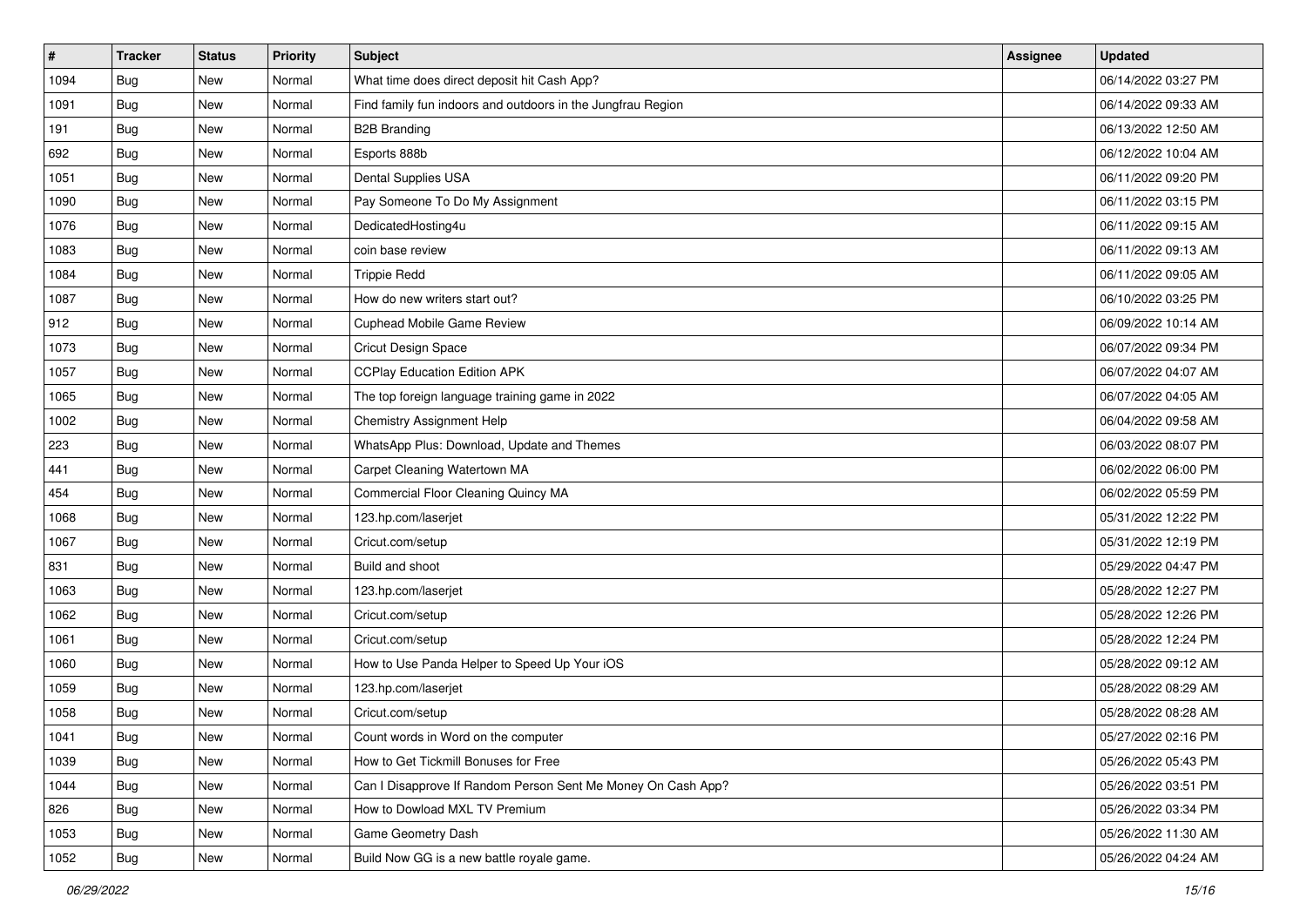| # | Tracker | Status | Priority | Subject | Assignee | Updated |
|---|---|---|---|---|---|---|
| 1094 | Bug | New | Normal | What time does direct deposit hit Cash App? | | 06/14/2022 03:27 PM |
| 1091 | Bug | New | Normal | Find family fun indoors and outdoors in the Jungfrau Region | | 06/14/2022 09:33 AM |
| 191 | Bug | New | Normal | B2B Branding | | 06/13/2022 12:50 AM |
| 692 | Bug | New | Normal | Esports 888b | | 06/12/2022 10:04 AM |
| 1051 | Bug | New | Normal | Dental Supplies USA | | 06/11/2022 09:20 PM |
| 1090 | Bug | New | Normal | Pay Someone To Do My Assignment | | 06/11/2022 03:15 PM |
| 1076 | Bug | New | Normal | DedicatedHosting4u | | 06/11/2022 09:15 AM |
| 1083 | Bug | New | Normal | coin base review | | 06/11/2022 09:13 AM |
| 1084 | Bug | New | Normal | Trippie Redd | | 06/11/2022 09:05 AM |
| 1087 | Bug | New | Normal | How do new writers start out? | | 06/10/2022 03:25 PM |
| 912 | Bug | New | Normal | Cuphead Mobile Game Review | | 06/09/2022 10:14 AM |
| 1073 | Bug | New | Normal | Cricut Design Space | | 06/07/2022 09:34 PM |
| 1057 | Bug | New | Normal | CCPlay Education Edition APK | | 06/07/2022 04:07 AM |
| 1065 | Bug | New | Normal | The top foreign language training game in 2022 | | 06/07/2022 04:05 AM |
| 1002 | Bug | New | Normal | Chemistry Assignment Help | | 06/04/2022 09:58 AM |
| 223 | Bug | New | Normal | WhatsApp Plus: Download, Update and Themes | | 06/03/2022 08:07 PM |
| 441 | Bug | New | Normal | Carpet Cleaning Watertown MA | | 06/02/2022 06:00 PM |
| 454 | Bug | New | Normal | Commercial Floor Cleaning Quincy MA | | 06/02/2022 05:59 PM |
| 1068 | Bug | New | Normal | 123.hp.com/laserjet | | 05/31/2022 12:22 PM |
| 1067 | Bug | New | Normal | Cricut.com/setup | | 05/31/2022 12:19 PM |
| 831 | Bug | New | Normal | Build and shoot | | 05/29/2022 04:47 PM |
| 1063 | Bug | New | Normal | 123.hp.com/laserjet | | 05/28/2022 12:27 PM |
| 1062 | Bug | New | Normal | Cricut.com/setup | | 05/28/2022 12:26 PM |
| 1061 | Bug | New | Normal | Cricut.com/setup | | 05/28/2022 12:24 PM |
| 1060 | Bug | New | Normal | How to Use Panda Helper to Speed Up Your iOS | | 05/28/2022 09:12 AM |
| 1059 | Bug | New | Normal | 123.hp.com/laserjet | | 05/28/2022 08:29 AM |
| 1058 | Bug | New | Normal | Cricut.com/setup | | 05/28/2022 08:28 AM |
| 1041 | Bug | New | Normal | Count words in Word on the computer | | 05/27/2022 02:16 PM |
| 1039 | Bug | New | Normal | How to Get Tickmill Bonuses for Free | | 05/26/2022 05:43 PM |
| 1044 | Bug | New | Normal | Can I Disapprove If Random Person Sent Me Money On Cash App? | | 05/26/2022 03:51 PM |
| 826 | Bug | New | Normal | How to Dowload MXL TV Premium | | 05/26/2022 03:34 PM |
| 1053 | Bug | New | Normal | Game Geometry Dash | | 05/26/2022 11:30 AM |
| 1052 | Bug | New | Normal | Build Now GG is a new battle royale game. | | 05/26/2022 04:24 AM |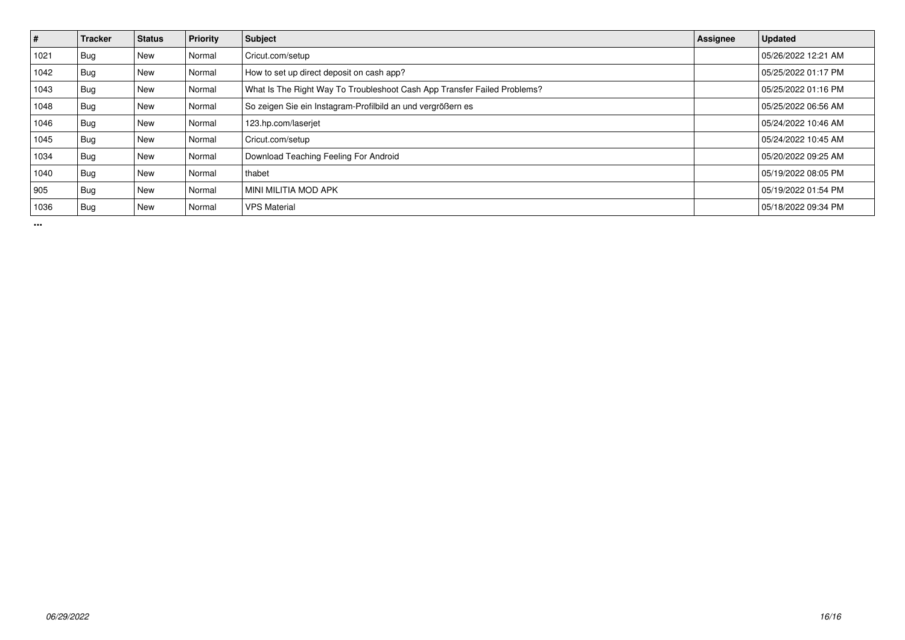| # | Tracker | Status | Priority | Subject | Assignee | Updated |
|---|---|---|---|---|---|---|
| 1021 | Bug | New | Normal | Cricut.com/setup | | 05/26/2022 12:21 AM |
| 1042 | Bug | New | Normal | How to set up direct deposit on cash app? | | 05/25/2022 01:17 PM |
| 1043 | Bug | New | Normal | What Is The Right Way To Troubleshoot Cash App Transfer Failed Problems? | | 05/25/2022 01:16 PM |
| 1048 | Bug | New | Normal | So zeigen Sie ein Instagram-Profilbild an und vergrößern es | | 05/25/2022 06:56 AM |
| 1046 | Bug | New | Normal | 123.hp.com/laserjet | | 05/24/2022 10:46 AM |
| 1045 | Bug | New | Normal | Cricut.com/setup | | 05/24/2022 10:45 AM |
| 1034 | Bug | New | Normal | Download Teaching Feeling For Android | | 05/20/2022 09:25 AM |
| 1040 | Bug | New | Normal | thabet | | 05/19/2022 08:05 PM |
| 905 | Bug | New | Normal | MINI MILITIA MOD APK | | 05/19/2022 01:54 PM |
| 1036 | Bug | New | Normal | VPS Material | | 05/18/2022 09:34 PM |

...